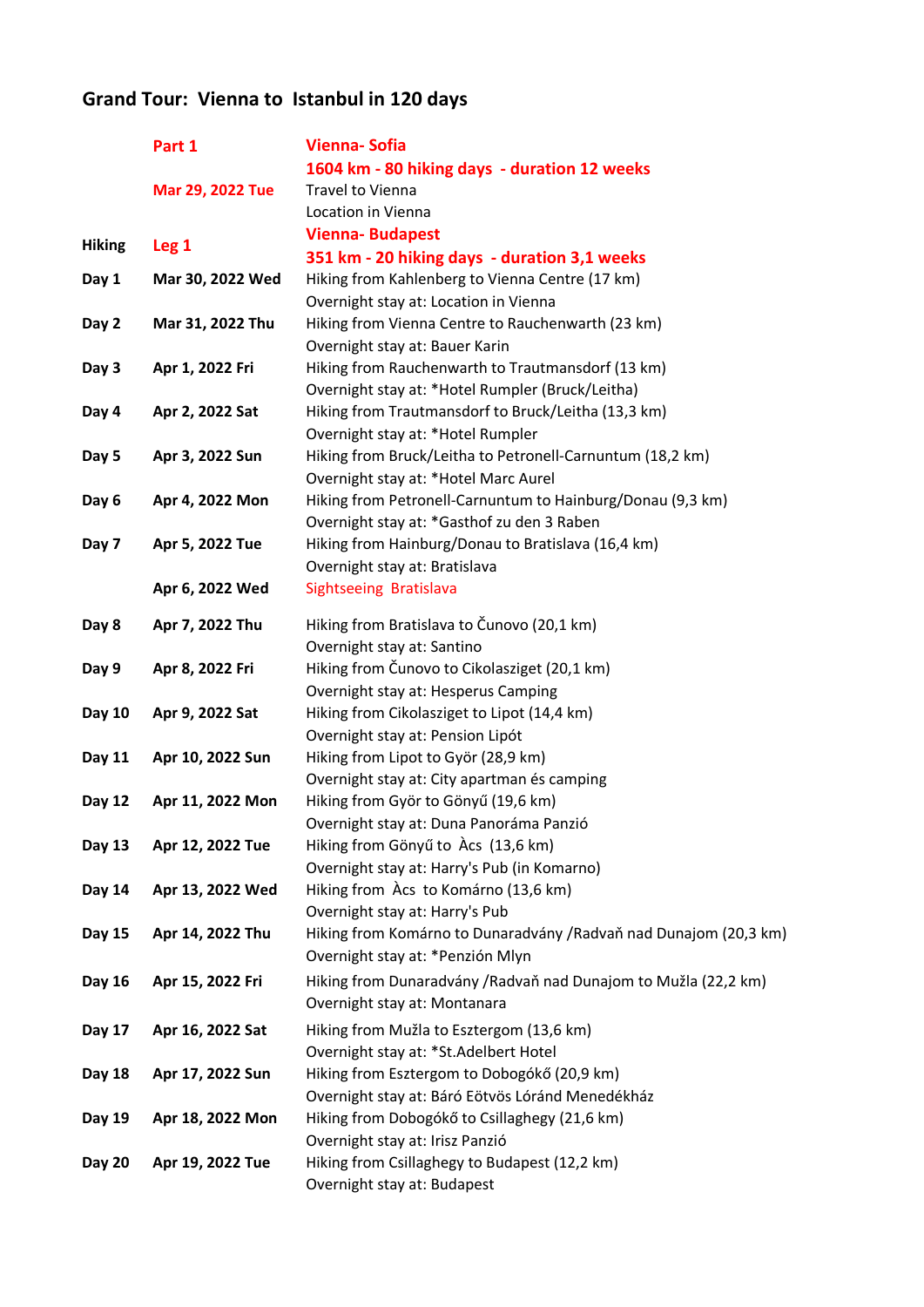# Grand Tour: Vienna to Istanbul in 120 days

| | | |
|---|---|---|
| | **Part 1** | **Vienna- Sofia** |
| | | **1604 km - 80 hiking days - duration 12 weeks** |
| | **Mar 29, 2022 Tue** | Travel to Vienna |
| | | Location in Vienna |
| **Hiking** | **Leg 1** | **Vienna- Budapest** |
| | | **351 km - 20 hiking days - duration 3,1 weeks** |
| **Day 1** | **Mar 30, 2022 Wed** | Hiking from Kahlenberg to Vienna Centre (17 km) |
| | | Overnight stay at: Location in Vienna |
| **Day 2** | **Mar 31, 2022 Thu** | Hiking from Vienna Centre to Rauchenwarth (23 km) |
| | | Overnight stay at: Bauer Karin |
| **Day 3** | **Apr 1, 2022 Fri** | Hiking from Rauchenwarth to Trautmansdorf (13 km) |
| | | Overnight stay at: *Hotel Rumpler (Bruck/Leitha) |
| **Day 4** | **Apr 2, 2022 Sat** | Hiking from Trautmansdorf to Bruck/Leitha (13,3 km) |
| | | Overnight stay at: *Hotel Rumpler |
| **Day 5** | **Apr 3, 2022 Sun** | Hiking from Bruck/Leitha to Petronell-Carnuntum (18,2 km) |
| | | Overnight stay at: *Hotel Marc Aurel |
| **Day 6** | **Apr 4, 2022 Mon** | Hiking from Petronell-Carnuntum to Hainburg/Donau (9,3 km) |
| | | Overnight stay at: *Gasthof zu den 3 Raben |
| **Day 7** | **Apr 5, 2022 Tue** | Hiking from Hainburg/Donau to Bratislava (16,4 km) |
| | | Overnight stay at: Bratislava |
| | **Apr 6, 2022 Wed** | Sightseeing Bratislava |
| **Day 8** | **Apr 7, 2022 Thu** | Hiking from Bratislava to Čunovo (20,1 km) |
| | | Overnight stay at: Santino |
| **Day 9** | **Apr 8, 2022 Fri** | Hiking from Čunovo to Cikolasziget (20,1 km) |
| | | Overnight stay at: Hesperus Camping |
| **Day 10** | **Apr 9, 2022 Sat** | Hiking from Cikolasziget to Lipot (14,4 km) |
| | | Overnight stay at: Pension Lipót |
| **Day 11** | **Apr 10, 2022 Sun** | Hiking from Lipot to Györ (28,9 km) |
| | | Overnight stay at: City apartman és camping |
| **Day 12** | **Apr 11, 2022 Mon** | Hiking from Györ to Gönyű (19,6 km) |
| | | Overnight stay at: Duna Panoráma Panzió |
| **Day 13** | **Apr 12, 2022 Tue** | Hiking from Gönyű to Àcs (13,6 km) |
| | | Overnight stay at: Harry's Pub (in Komarno) |
| **Day 14** | **Apr 13, 2022 Wed** | Hiking from Àcs to Komárno (13,6 km) |
| | | Overnight stay at: Harry's Pub |
| **Day 15** | **Apr 14, 2022 Thu** | Hiking from Komárno to Dunaradvány /Radvaň nad Dunajom (20,3 km) |
| | | Overnight stay at: *Penzión Mlyn |
| **Day 16** | **Apr 15, 2022 Fri** | Hiking from Dunaradvány /Radvaň nad Dunajom to Mužla (22,2 km) |
| | | Overnight stay at: Montanara |
| **Day 17** | **Apr 16, 2022 Sat** | Hiking from Mužla to Esztergom (13,6 km) |
| | | Overnight stay at: *St.Adelbert Hotel |
| **Day 18** | **Apr 17, 2022 Sun** | Hiking from Esztergom to Dobogókő (20,9 km) |
| | | Overnight stay at: Báró Eötvös Lóránd Menedékház |
| **Day 19** | **Apr 18, 2022 Mon** | Hiking from Dobogókő to Csillaghegy (21,6 km) |
| | | Overnight stay at: Irisz Panzió |
| **Day 20** | **Apr 19, 2022 Tue** | Hiking from Csillaghegy to Budapest (12,2 km) |
| | | Overnight stay at: Budapest |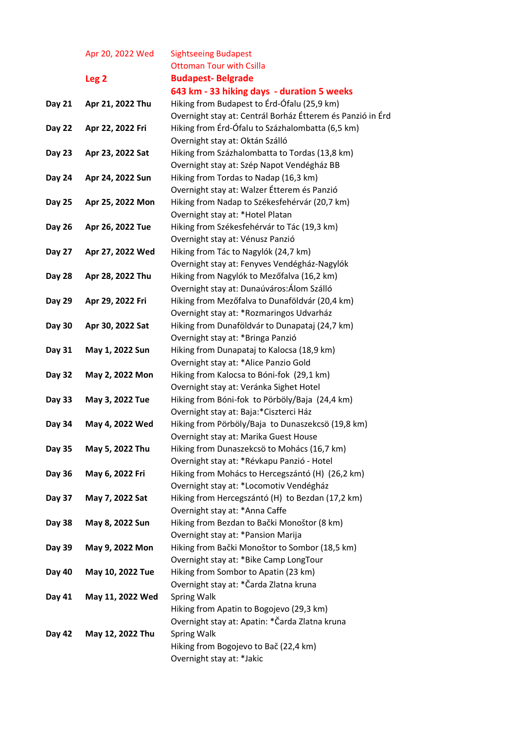| | | |
|---|---|---|
| | Apr 20, 2022 Wed | Sightseeing Budapest |
| | | Ottoman Tour with Csilla |
| | **Leg 2** | **Budapest- Belgrade** |
| | | **643 km - 33 hiking days - duration 5 weeks** |
| **Day 21** | **Apr 21, 2022 Thu** | Hiking from Budapest to Érd-Ófalu (25,9 km) |
| | | Overnight stay at: Centrál Borház Étterem és Panzió in Érd |
| **Day 22** | **Apr 22, 2022 Fri** | Hiking from Érd-Ófalu to Százhalombatta (6,5 km) |
| | | Overnight stay at: Oktán Szálló |
| **Day 23** | **Apr 23, 2022 Sat** | Hiking from Százhalombatta to Tordas (13,8 km) |
| | | Overnight stay at: Szép Napot Vendégház BB |
| **Day 24** | **Apr 24, 2022 Sun** | Hiking from Tordas to Nadap (16,3 km) |
| | | Overnight stay at: Walzer Étterem és Panzió |
| **Day 25** | **Apr 25, 2022 Mon** | Hiking from Nadap to Székesfehérvár (20,7 km) |
| | | Overnight stay at: *Hotel Platan |
| **Day 26** | **Apr 26, 2022 Tue** | Hiking from Székesfehérvár to Tác (19,3 km) |
| | | Overnight stay at: Vénusz Panzió |
| **Day 27** | **Apr 27, 2022 Wed** | Hiking from Tác to Nagylók (24,7 km) |
| | | Overnight stay at: Fenyves Vendégház-Nagylók |
| **Day 28** | **Apr 28, 2022 Thu** | Hiking from Nagylók to Mezőfalva (16,2 km) |
| | | Overnight stay at: Dunaúváros:Álom Szálló |
| **Day 29** | **Apr 29, 2022 Fri** | Hiking from Mezőfalva to Dunaföldvár (20,4 km) |
| | | Overnight stay at: *Rozmaringos Udvarház |
| **Day 30** | **Apr 30, 2022 Sat** | Hiking from Dunaföldvár to Dunapataj (24,7 km) |
| | | Overnight stay at: *Bringa Panzió |
| **Day 31** | **May 1, 2022 Sun** | Hiking from Dunapataj to Kalocsa (18,9 km) |
| | | Overnight stay at: *Alice Panzio Gold |
| **Day 32** | **May 2, 2022 Mon** | Hiking from Kalocsa to Bóni-fok (29,1 km) |
| | | Overnight stay at: Veránka Sighet Hotel |
| **Day 33** | **May 3, 2022 Tue** | Hiking from Bóni-fok to Pörböly/Baja (24,4 km) |
| | | Overnight stay at: Baja:*Ciszterci Ház |
| **Day 34** | **May 4, 2022 Wed** | Hiking from Pörböly/Baja to Dunaszekcsö (19,8 km) |
| | | Overnight stay at: Marika Guest House |
| **Day 35** | **May 5, 2022 Thu** | Hiking from Dunaszekcsö to Mohács (16,7 km) |
| | | Overnight stay at: *Révkapu Panzió - Hotel |
| **Day 36** | **May 6, 2022 Fri** | Hiking from Mohács to Hercegszántó (H) (26,2 km) |
| | | Overnight stay at: *Locomotiv Vendégház |
| **Day 37** | **May 7, 2022 Sat** | Hiking from Hercegszántó (H) to Bezdan (17,2 km) |
| | | Overnight stay at: *Anna Caffe |
| **Day 38** | **May 8, 2022 Sun** | Hiking from Bezdan to Bački Monoštor (8 km) |
| | | Overnight stay at: *Pansion Marija |
| **Day 39** | **May 9, 2022 Mon** | Hiking from Bački Monoštor to Sombor (18,5 km) |
| | | Overnight stay at: *Bike Camp LongTour |
| **Day 40** | **May 10, 2022 Tue** | Hiking from Sombor to Apatin (23 km) |
| | | Overnight stay at: *Čarda Zlatna kruna |
| **Day 41** | **May 11, 2022 Wed** | Spring Walk |
| | | Hiking from Apatin to Bogojevo (29,3 km) |
| | | Overnight stay at: Apatin: *Čarda Zlatna kruna |
| **Day 42** | **May 12, 2022 Thu** | Spring Walk |
| | | Hiking from Bogojevo to Bač (22,4 km) |
| | | Overnight stay at: *Jakic |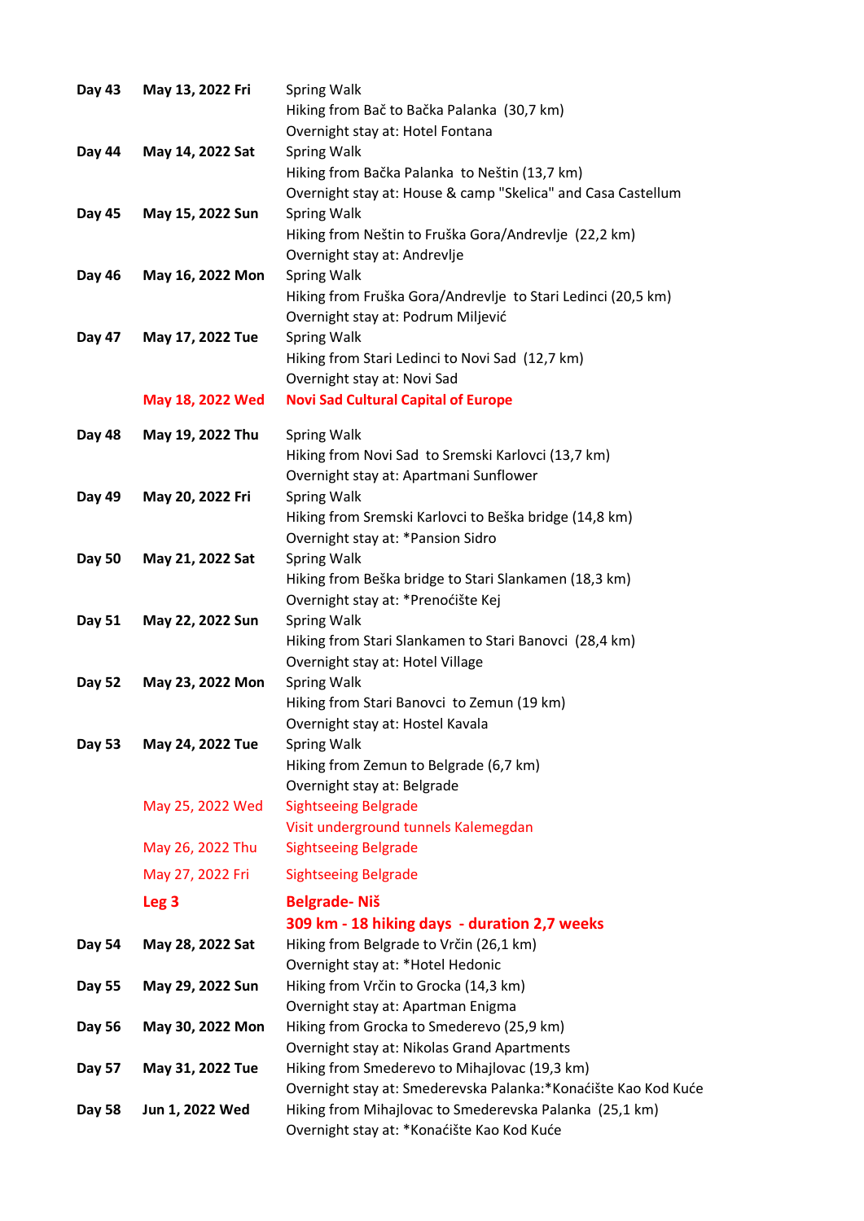| | | |
|---|---|---|
| **Day 43** | **May 13, 2022 Fri** | Spring Walk<br>Hiking from Bač to Bačka Palanka (30,7 km)<br>Overnight stay at: Hotel Fontana |
| **Day 44** | **May 14, 2022 Sat** | Spring Walk<br>Hiking from Bačka Palanka to Neštin (13,7 km)<br>Overnight stay at: House & camp "Skelica" and Casa Castellum |
| **Day 45** | **May 15, 2022 Sun** | Spring Walk<br>Hiking from Neštin to Fruška Gora/Andrevlje (22,2 km)<br>Overnight stay at: Andrevlje |
| **Day 46** | **May 16, 2022 Mon** | Spring Walk<br>Hiking from Fruška Gora/Andrevlje to Stari Ledinci (20,5 km)<br>Overnight stay at: Podrum Miljević |
| **Day 47** | **May 17, 2022 Tue** | Spring Walk<br>Hiking from Stari Ledinci to Novi Sad (12,7 km)<br>Overnight stay at: Novi Sad |
| | **May 18, 2022 Wed** | **Novi Sad Cultural Capital of Europe** |
| **Day 48** | **May 19, 2022 Thu** | Spring Walk<br>Hiking from Novi Sad to Sremski Karlovci (13,7 km)<br>Overnight stay at: Apartmani Sunflower |
| **Day 49** | **May 20, 2022 Fri** | Spring Walk<br>Hiking from Sremski Karlovci to Beška bridge (14,8 km)<br>Overnight stay at: *Pansion Sidro |
| **Day 50** | **May 21, 2022 Sat** | Spring Walk<br>Hiking from Beška bridge to Stari Slankamen (18,3 km)<br>Overnight stay at: *Prenoćište Kej |
| **Day 51** | **May 22, 2022 Sun** | Spring Walk<br>Hiking from Stari Slankamen to Stari Banovci (28,4 km)<br>Overnight stay at: Hotel Village |
| **Day 52** | **May 23, 2022 Mon** | Spring Walk<br>Hiking from Stari Banovci to Zemun (19 km)<br>Overnight stay at: Hostel Kavala |
| **Day 53** | **May 24, 2022 Tue** | Spring Walk<br>Hiking from Zemun to Belgrade (6,7 km)<br>Overnight stay at: Belgrade |
| | May 25, 2022 Wed | Sightseeing Belgrade<br>Visit underground tunnels Kalemegdan |
| | May 26, 2022 Thu | Sightseeing Belgrade |
| | May 27, 2022 Fri | Sightseeing Belgrade |
| | **Leg 3** | **Belgrade- Niš**<br>**309 km - 18 hiking days - duration 2,7 weeks** |
| **Day 54** | **May 28, 2022 Sat** | Hiking from Belgrade to Vrčin (26,1 km)<br>Overnight stay at: *Hotel Hedonic |
| **Day 55** | **May 29, 2022 Sun** | Hiking from Vrčin to Grocka (14,3 km)<br>Overnight stay at: Apartman Enigma |
| **Day 56** | **May 30, 2022 Mon** | Hiking from Grocka to Smederevo (25,9 km)<br>Overnight stay at: Nikolas Grand Apartments |
| **Day 57** | **May 31, 2022 Tue** | Hiking from Smederevo to Mihajlovac (19,3 km)<br>Overnight stay at: Smederevska Palanka:*Konaćište Kao Kod Kuće |
| **Day 58** | **Jun 1, 2022 Wed** | Hiking from Mihajlovac to Smederevska Palanka (25,1 km)<br>Overnight stay at: *Konaćište Kao Kod Kuće |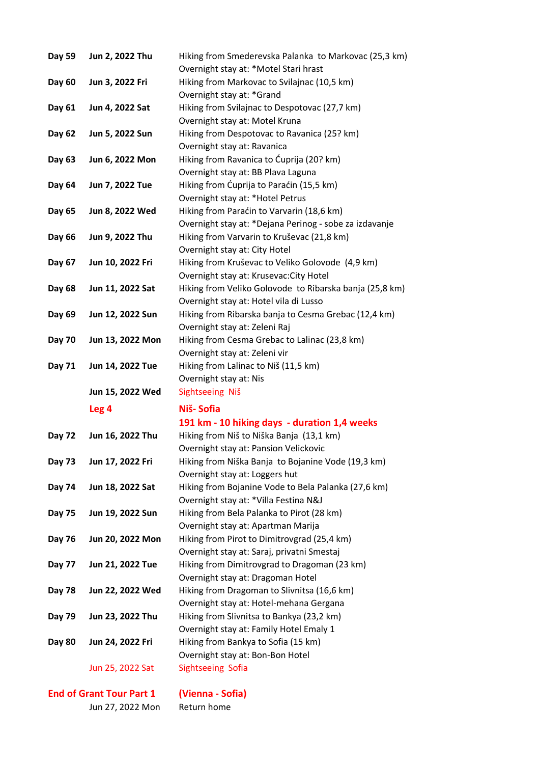| | | |
|---|---|---|
| **Day 59** | **Jun 2, 2022 Thu** | Hiking from Smederevska Palanka to Markovac (25,3 km)<br>Overnight stay at: *Motel Stari hrast |
| **Day 60** | **Jun 3, 2022 Fri** | Hiking from Markovac to Svilajnac (10,5 km)<br>Overnight stay at: *Grand |
| **Day 61** | **Jun 4, 2022 Sat** | Hiking from Svilajnac to Despotovac (27,7 km)<br>Overnight stay at: Motel Kruna |
| **Day 62** | **Jun 5, 2022 Sun** | Hiking from Despotovac to Ravanica (25? km)<br>Overnight stay at: Ravanica |
| **Day 63** | **Jun 6, 2022 Mon** | Hiking from Ravanica to Ćuprija (20? km)<br>Overnight stay at: BB Plava Laguna |
| **Day 64** | **Jun 7, 2022 Tue** | Hiking from Ćuprija to Paraćin (15,5 km)<br>Overnight stay at: *Hotel Petrus |
| **Day 65** | **Jun 8, 2022 Wed** | Hiking from Paraćin to Varvarin (18,6 km)<br>Overnight stay at: *Dejana Perinog - sobe za izdavanje |
| **Day 66** | **Jun 9, 2022 Thu** | Hiking from Varvarin to Kruševac (21,8 km)<br>Overnight stay at: City Hotel |
| **Day 67** | **Jun 10, 2022 Fri** | Hiking from Kruševac to Veliko Golovode (4,9 km)<br>Overnight stay at: Krusevac:City Hotel |
| **Day 68** | **Jun 11, 2022 Sat** | Hiking from Veliko Golovode to Ribarska banja (25,8 km)<br>Overnight stay at: Hotel vila di Lusso |
| **Day 69** | **Jun 12, 2022 Sun** | Hiking from Ribarska banja to Cesma Grebac (12,4 km)<br>Overnight stay at: Zeleni Raj |
| **Day 70** | **Jun 13, 2022 Mon** | Hiking from Cesma Grebac to Lalinac (23,8 km)<br>Overnight stay at: Zeleni vir |
| **Day 71** | **Jun 14, 2022 Tue** | Hiking from Lalinac to Niš (11,5 km)<br>Overnight stay at: Nis |
| | **Jun 15, 2022 Wed** | Sightseeing Niš |
| | **Leg 4** | **Niš- Sofia**<br>**191 km - 10 hiking days - duration 1,4 weeks** |
| **Day 72** | **Jun 16, 2022 Thu** | Hiking from Niš to Niška Banja (13,1 km)<br>Overnight stay at: Pansion Velickovic |
| **Day 73** | **Jun 17, 2022 Fri** | Hiking from Niška Banja to Bojanine Vode (19,3 km)<br>Overnight stay at: Loggers hut |
| **Day 74** | **Jun 18, 2022 Sat** | Hiking from Bojanine Vode to Bela Palanka (27,6 km)<br>Overnight stay at: *Villa Festina N&J |
| **Day 75** | **Jun 19, 2022 Sun** | Hiking from Bela Palanka to Pirot (28 km)<br>Overnight stay at: Apartman Marija |
| **Day 76** | **Jun 20, 2022 Mon** | Hiking from Pirot to Dimitrovgrad (25,4 km)<br>Overnight stay at: Saraj, privatni Smestaj |
| **Day 77** | **Jun 21, 2022 Tue** | Hiking from Dimitrovgrad to Dragoman (23 km)<br>Overnight stay at: Dragoman Hotel |
| **Day 78** | **Jun 22, 2022 Wed** | Hiking from Dragoman to Slivnitsa (16,6 km)<br>Overnight stay at: Hotel-mehana Gergana |
| **Day 79** | **Jun 23, 2022 Thu** | Hiking from Slivnitsa to Bankya (23,2 km)<br>Overnight stay at: Family Hotel Emaly 1 |
| **Day 80** | **Jun 24, 2022 Fri** | Hiking from Bankya to Sofia (15 km)<br>Overnight stay at: Bon-Bon Hotel |
| | Jun 25, 2022 Sat | Sightseeing Sofia |
| **End of Grant Tour Part 1** | | **(Vienna - Sofia)** |
| | Jun 27, 2022 Mon | Return home |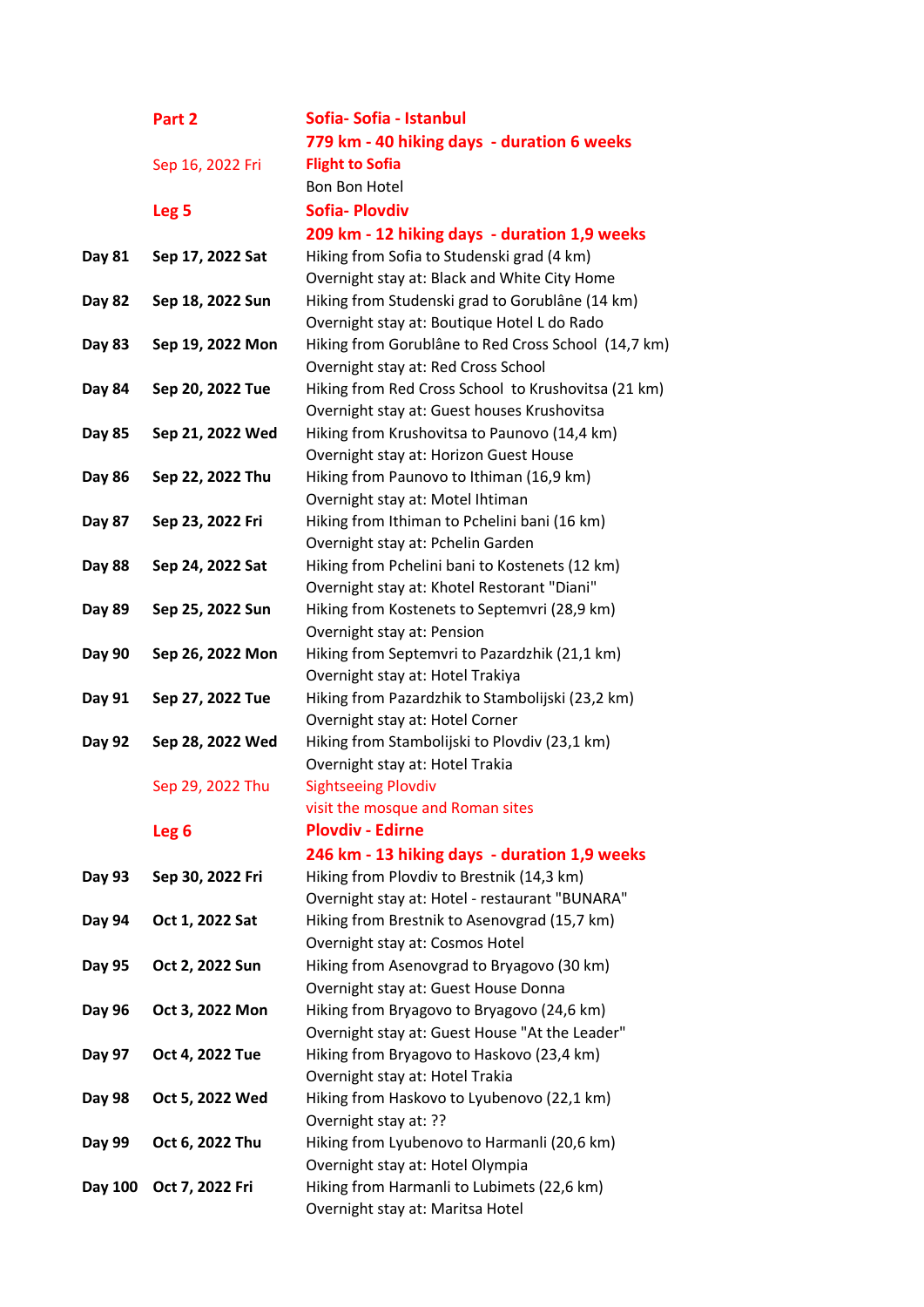| | | |
|---|---|---|
| | **Part 2** | **Sofia- Sofia - Istanbul** |
| | | **779 km - 40 hiking days - duration 6 weeks** |
| | Sep 16, 2022 Fri | **Flight to Sofia** |
| | | Bon Bon Hotel |
| | **Leg 5** | **Sofia- Plovdiv** |
| | | **209 km - 12 hiking days - duration 1,9 weeks** |
| **Day 81** | **Sep 17, 2022 Sat** | Hiking from Sofia to Studenski grad (4 km) |
| | | Overnight stay at: Black and White City Home |
| **Day 82** | **Sep 18, 2022 Sun** | Hiking from Studenski grad to Gorublâne (14 km) |
| | | Overnight stay at: Boutique Hotel L do Rado |
| **Day 83** | **Sep 19, 2022 Mon** | Hiking from Gorublâne to Red Cross School (14,7 km) |
| | | Overnight stay at: Red Cross School |
| **Day 84** | **Sep 20, 2022 Tue** | Hiking from Red Cross School to Krushovitsa (21 km) |
| | | Overnight stay at: Guest houses Krushovitsa |
| **Day 85** | **Sep 21, 2022 Wed** | Hiking from Krushovitsa to Paunovo (14,4 km) |
| | | Overnight stay at: Horizon Guest House |
| **Day 86** | **Sep 22, 2022 Thu** | Hiking from Paunovo to Ithiman (16,9 km) |
| | | Overnight stay at: Motel Ihtiman |
| **Day 87** | **Sep 23, 2022 Fri** | Hiking from Ithiman to Pchelini bani (16 km) |
| | | Overnight stay at: Pchelin Garden |
| **Day 88** | **Sep 24, 2022 Sat** | Hiking from Pchelini bani to Kostenets (12 km) |
| | | Overnight stay at: Khotel Restorant "Diani" |
| **Day 89** | **Sep 25, 2022 Sun** | Hiking from Kostenets to Septemvri (28,9 km) |
| | | Overnight stay at: Pension |
| **Day 90** | **Sep 26, 2022 Mon** | Hiking from Septemvri to Pazardzhik (21,1 km) |
| | | Overnight stay at: Hotel Trakiya |
| **Day 91** | **Sep 27, 2022 Tue** | Hiking from Pazardzhik to Stambolijski (23,2 km) |
| | | Overnight stay at: Hotel Corner |
| **Day 92** | **Sep 28, 2022 Wed** | Hiking from Stambolijski to Plovdiv (23,1 km) |
| | | Overnight stay at: Hotel Trakia |
| | Sep 29, 2022 Thu | Sightseeing Plovdiv |
| | | visit the mosque and Roman sites |
| | **Leg 6** | **Plovdiv - Edirne** |
| | | **246 km - 13 hiking days - duration 1,9 weeks** |
| **Day 93** | **Sep 30, 2022 Fri** | Hiking from Plovdiv to Brestnik (14,3 km) |
| | | Overnight stay at: Hotel - restaurant "BUNARA" |
| **Day 94** | **Oct 1, 2022 Sat** | Hiking from Brestnik to Asenovgrad (15,7 km) |
| | | Overnight stay at: Cosmos Hotel |
| **Day 95** | **Oct 2, 2022 Sun** | Hiking from Asenovgrad to Bryagovo (30 km) |
| | | Overnight stay at: Guest House Donna |
| **Day 96** | **Oct 3, 2022 Mon** | Hiking from Bryagovo to Bryagovo (24,6 km) |
| | | Overnight stay at: Guest House "At the Leader" |
| **Day 97** | **Oct 4, 2022 Tue** | Hiking from Bryagovo to Haskovo (23,4 km) |
| | | Overnight stay at: Hotel Trakia |
| **Day 98** | **Oct 5, 2022 Wed** | Hiking from Haskovo to Lyubenovo (22,1 km) |
| | | Overnight stay at: ?? |
| **Day 99** | **Oct 6, 2022 Thu** | Hiking from Lyubenovo to Harmanli (20,6 km) |
| | | Overnight stay at: Hotel Olympia |
| **Day 100** | **Oct 7, 2022 Fri** | Hiking from Harmanli to Lubimets (22,6 km) |
| | | Overnight stay at: Maritsa Hotel |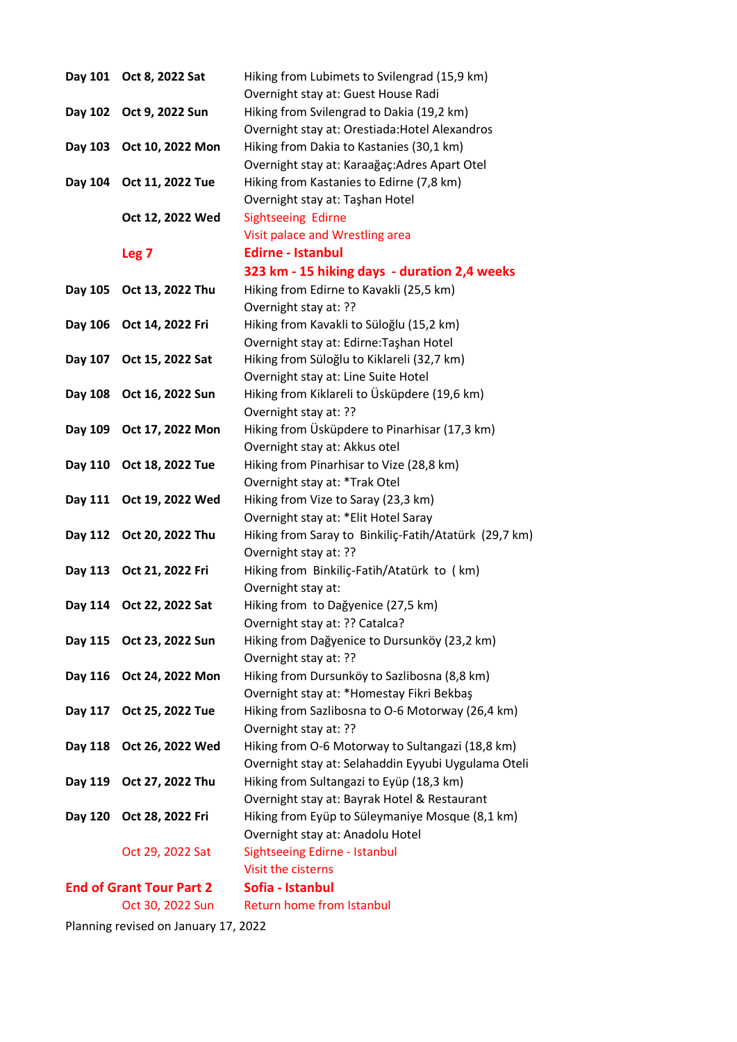| | | |
|---|---|---|
| **Day 101** | **Oct 8, 2022 Sat** | Hiking from Lubimets to Svilengrad (15,9 km) |
| | | Overnight stay at: Guest House Radi |
| **Day 102** | **Oct 9, 2022 Sun** | Hiking from Svilengrad to Dakia (19,2 km) |
| | | Overnight stay at: Orestiada:Hotel Alexandros |
| **Day 103** | **Oct 10, 2022 Mon** | Hiking from Dakia to Kastanies (30,1 km) |
| | | Overnight stay at: Karaağaç:Adres Apart Otel |
| **Day 104** | **Oct 11, 2022 Tue** | Hiking from Kastanies to Edirne (7,8 km) |
| | | Overnight stay at: Taşhan Hotel |
| | **Oct 12, 2022 Wed** | Sightseeing Edirne |
| | | Visit palace and Wrestling area |
| | **Leg 7** | **Edirne - Istanbul** |
| | | **323 km - 15 hiking days - duration 2,4 weeks** |
| **Day 105** | **Oct 13, 2022 Thu** | Hiking from Edirne to Kavakli (25,5 km) |
| | | Overnight stay at: ?? |
| **Day 106** | **Oct 14, 2022 Fri** | Hiking from Kavakli to Süloğlu (15,2 km) |
| | | Overnight stay at: Edirne:Taşhan Hotel |
| **Day 107** | **Oct 15, 2022 Sat** | Hiking from Süloğlu to Kiklareli (32,7 km) |
| | | Overnight stay at: Line Suite Hotel |
| **Day 108** | **Oct 16, 2022 Sun** | Hiking from Kiklareli to Üsküpdere (19,6 km) |
| | | Overnight stay at: ?? |
| **Day 109** | **Oct 17, 2022 Mon** | Hiking from Üsküpdere to Pinarhisar (17,3 km) |
| | | Overnight stay at: Akkus otel |
| **Day 110** | **Oct 18, 2022 Tue** | Hiking from Pinarhisar to Vize (28,8 km) |
| | | Overnight stay at: *Trak Otel |
| **Day 111** | **Oct 19, 2022 Wed** | Hiking from Vize to Saray (23,3 km) |
| | | Overnight stay at: *Elit Hotel Saray |
| **Day 112** | **Oct 20, 2022 Thu** | Hiking from Saray to Binkiliç-Fatih/Atatürk (29,7 km) |
| | | Overnight stay at: ?? |
| **Day 113** | **Oct 21, 2022 Fri** | Hiking from Binkiliç-Fatih/Atatürk to ( km) |
| | | Overnight stay at: |
| **Day 114** | **Oct 22, 2022 Sat** | Hiking from to Dağyenice (27,5 km) |
| | | Overnight stay at: ?? Catalca? |
| **Day 115** | **Oct 23, 2022 Sun** | Hiking from Dağyenice to Dursunköy (23,2 km) |
| | | Overnight stay at: ?? |
| **Day 116** | **Oct 24, 2022 Mon** | Hiking from Dursunköy to Sazlibosna (8,8 km) |
| | | Overnight stay at: *Homestay Fikri Bekbaş |
| **Day 117** | **Oct 25, 2022 Tue** | Hiking from Sazlibosna to O-6 Motorway (26,4 km) |
| | | Overnight stay at: ?? |
| **Day 118** | **Oct 26, 2022 Wed** | Hiking from O-6 Motorway to Sultangazi (18,8 km) |
| | | Overnight stay at: Selahaddin Eyyubi Uygulama Oteli |
| **Day 119** | **Oct 27, 2022 Thu** | Hiking from Sultangazi to Eyüp (18,3 km) |
| | | Overnight stay at: Bayrak Hotel & Restaurant |
| **Day 120** | **Oct 28, 2022 Fri** | Hiking from Eyüp to Süleymaniye Mosque (8,1 km) |
| | | Overnight stay at: Anadolu Hotel |
| | Oct 29, 2022 Sat | Sightseeing Edirne - Istanbul |
| | | Visit the cisterns |
| **End of Grant Tour Part 2** | | **Sofia - Istanbul** |
| | Oct 30, 2022 Sun | Return home from Istanbul |

Planning revised on January 17, 2022